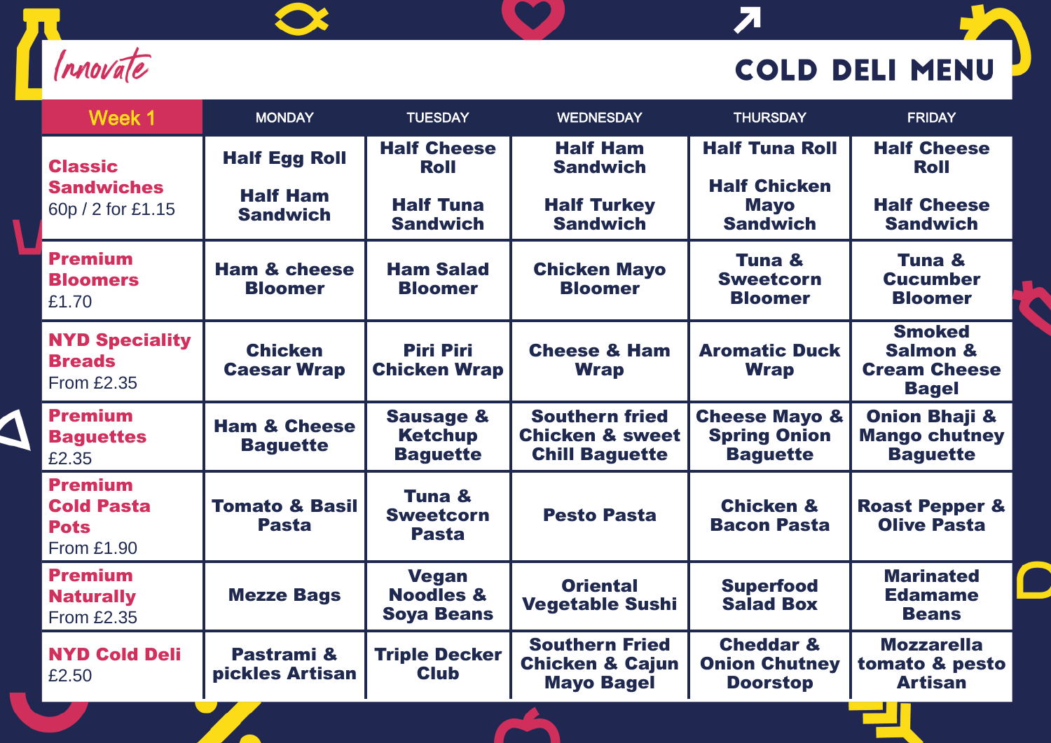Innovate

# COLD DELI MENU

| Week 1 | MONDAY | TUESDAY | WEDNESDAY | THURSDAY | FRIDAY |
|---|---|---|---|---|---|
| **Classic Sandwiches** 60p / 2 for £1.15 | **Half Egg Roll** **Half Ham Sandwich** | **Half Cheese Roll** **Half Tuna Sandwich** | **Half Ham Sandwich** **Half Turkey Sandwich** | **Half Tuna Roll** **Half Chicken Mayo Sandwich** | **Half Cheese Roll** **Half Cheese Sandwich** |
| **Premium Bloomers** £1.70 | **Ham & cheese Bloomer** | **Ham Salad Bloomer** | **Chicken Mayo Bloomer** | **Tuna & Sweetcorn Bloomer** | **Tuna & Cucumber Bloomer** |
| **NYD Speciality Breads** From £2.35 | **Chicken Caesar Wrap** | **Piri Piri Chicken Wrap** | **Cheese & Ham Wrap** | **Aromatic Duck Wrap** | **Smoked Salmon & Cream Cheese Bagel** |
| **Premium Baguettes** £2.35 | **Ham & Cheese Baguette** | **Sausage & Ketchup Baguette** | **Southern fried Chicken & sweet Chill Baguette** | **Cheese Mayo & Spring Onion Baguette** | **Onion Bhaji & Mango chutney Baguette** |
| **Premium Cold Pasta Pots** From £1.90 | **Tomato & Basil Pasta** | **Tuna & Sweetcorn Pasta** | **Pesto Pasta** | **Chicken & Bacon Pasta** | **Roast Pepper & Olive Pasta** |
| **Premium Naturally** From £2.35 | **Mezze Bags** | **Vegan Noodles & Soya Beans** | **Oriental Vegetable Sushi** | **Superfood Salad Box** | **Marinated Edamame Beans** |
| **NYD Cold Deli** £2.50 | **Pastrami & pickles Artisan** | **Triple Decker Club** | **Southern Fried Chicken & Cajun Mayo Bagel** | **Cheddar & Onion Chutney Doorstop** | **Mozzarella tomato & pesto Artisan** |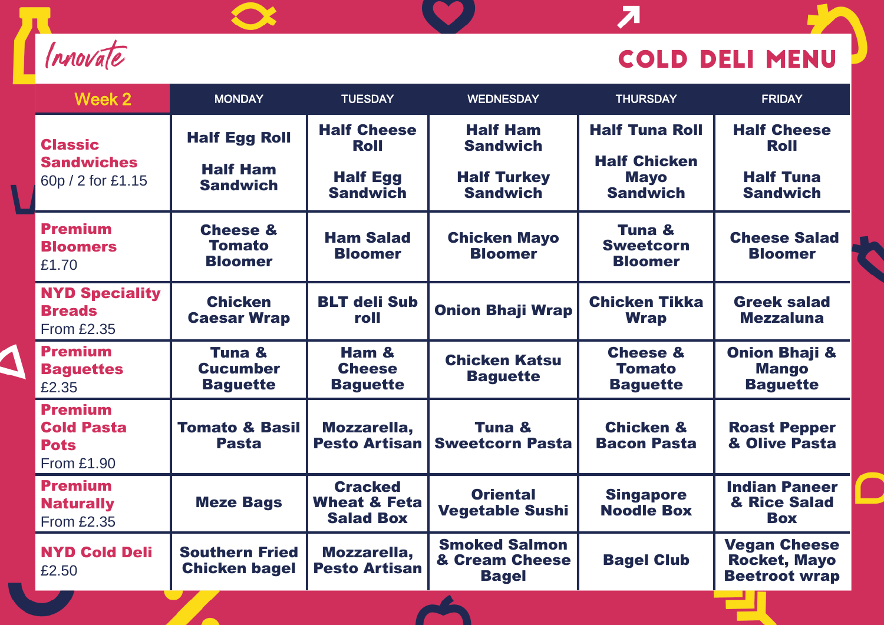Innovate

# COLD DELI MENU

| Week 2 | MONDAY | TUESDAY | WEDNESDAY | THURSDAY | FRIDAY |
|---|---|---|---|---|---|
| **Classic Sandwiches** 60p / 2 for £1.15 | **Half Egg Roll** **Half Ham Sandwich** | **Half Cheese Roll** **Half Egg Sandwich** | **Half Ham Sandwich** **Half Turkey Sandwich** | **Half Tuna Roll** **Half Chicken Mayo Sandwich** | **Half Cheese Roll** **Half Tuna Sandwich** |
| **Premium Bloomers** £1.70 | **Cheese & Tomato Bloomer** | **Ham Salad Bloomer** | **Chicken Mayo Bloomer** | **Tuna & Sweetcorn Bloomer** | **Cheese Salad Bloomer** |
| **NYD Speciality Breads** From £2.35 | **Chicken Caesar Wrap** | **BLT deli Sub roll** | **Onion Bhaji Wrap** | **Chicken Tikka Wrap** | **Greek salad Mezzaluna** |
| **Premium Baguettes** £2.35 | **Tuna & Cucumber Baguette** | **Ham & Cheese Baguette** | **Chicken Katsu Baguette** | **Cheese & Tomato Baguette** | **Onion Bhaji & Mango Baguette** |
| **Premium Cold Pasta Pots** From £1.90 | **Tomato & Basil Pasta** | **Mozzarella, Pesto Artisan** | **Tuna & Sweetcorn Pasta** | **Chicken & Bacon Pasta** | **Roast Pepper & Olive Pasta** |
| **Premium Naturally** From £2.35 | **Meze Bags** | **Cracked Wheat & Feta Salad Box** | **Oriental Vegetable Sushi** | **Singapore Noodle Box** | **Indian Paneer & Rice Salad Box** |
| **NYD Cold Deli** £2.50 | **Southern Fried Chicken bagel** | **Mozzarella, Pesto Artisan** | **Smoked Salmon & Cream Cheese Bagel** | **Bagel Club** | **Vegan Cheese Rocket, Mayo Beetroot wrap** |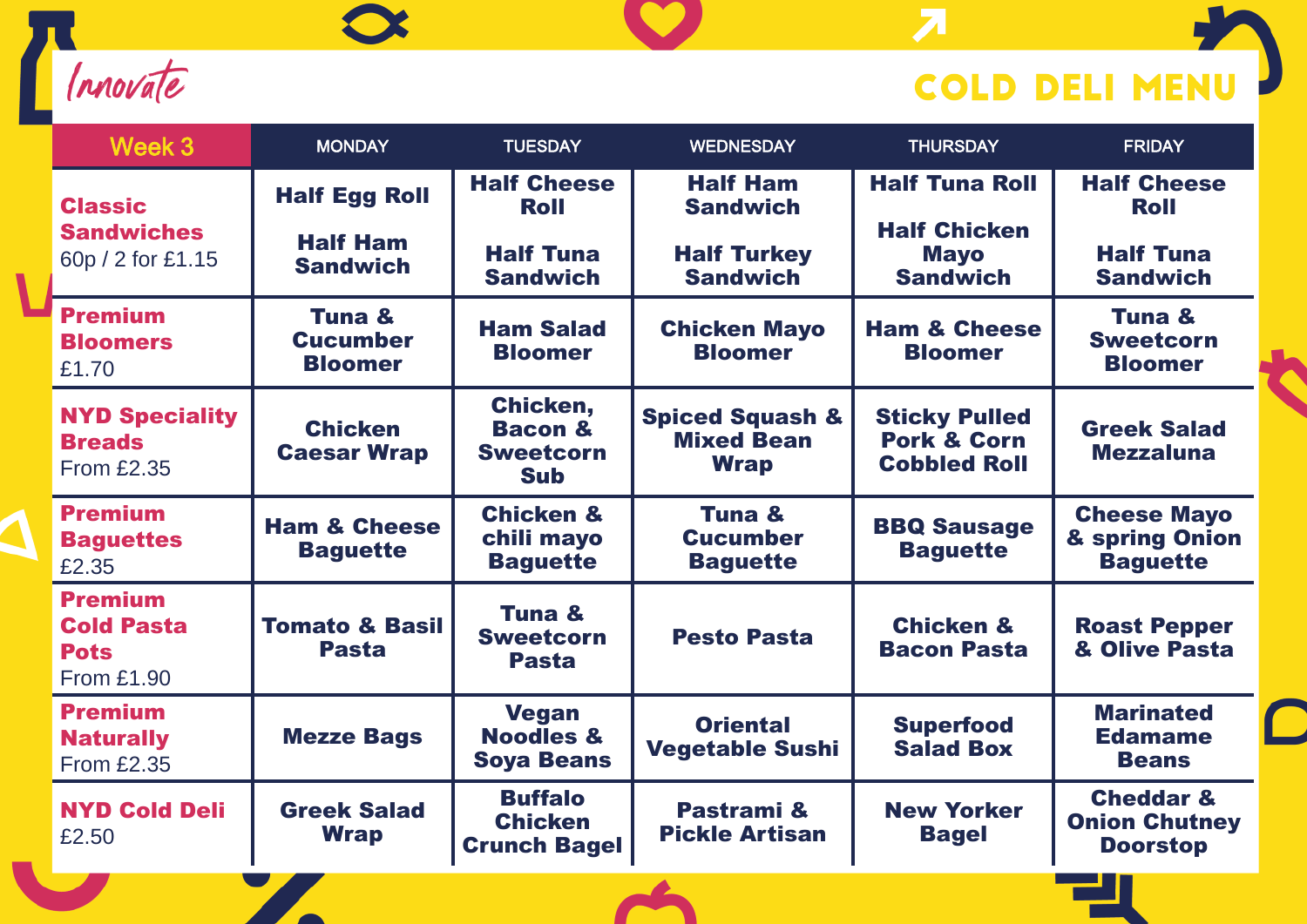Innovate

# COLD DELI MENU

| Week 3 | MONDAY | TUESDAY | WEDNESDAY | THURSDAY | FRIDAY |
|---|---|---|---|---|---|
| **Classic Sandwiches** 60p / 2 for £1.15 | **Half Egg Roll** **Half Ham Sandwich** | **Half Cheese Roll** **Half Tuna Sandwich** | **Half Ham Sandwich** **Half Turkey Sandwich** | **Half Tuna Roll** **Half Chicken Mayo Sandwich** | **Half Cheese Roll** **Half Tuna Sandwich** |
| **Premium Bloomers** £1.70 | **Tuna & Cucumber Bloomer** | **Ham Salad Bloomer** | **Chicken Mayo Bloomer** | **Ham & Cheese Bloomer** | **Tuna & Sweetcorn Bloomer** |
| **NYD Speciality Breads** From £2.35 | **Chicken Caesar Wrap** | **Chicken, Bacon & Sweetcorn Sub** | **Spiced Squash & Mixed Bean Wrap** | **Sticky Pulled Pork & Corn Cobbled Roll** | **Greek Salad Mezzaluna** |
| **Premium Baguettes** £2.35 | **Ham & Cheese Baguette** | **Chicken & chili mayo Baguette** | **Tuna & Cucumber Baguette** | **BBQ Sausage Baguette** | **Cheese Mayo & spring Onion Baguette** |
| **Premium Cold Pasta Pots** From £1.90 | **Tomato & Basil Pasta** | **Tuna & Sweetcorn Pasta** | **Pesto Pasta** | **Chicken & Bacon Pasta** | **Roast Pepper & Olive Pasta** |
| **Premium Naturally** From £2.35 | **Mezze Bags** | **Vegan Noodles & Soya Beans** | **Oriental Vegetable Sushi** | **Superfood Salad Box** | **Marinated Edamame Beans** |
| **NYD Cold Deli** £2.50 | **Greek Salad Wrap** | **Buffalo Chicken Crunch Bagel** | **Pastrami & Pickle Artisan** | **New Yorker Bagel** | **Cheddar & Onion Chutney Doorstop** |